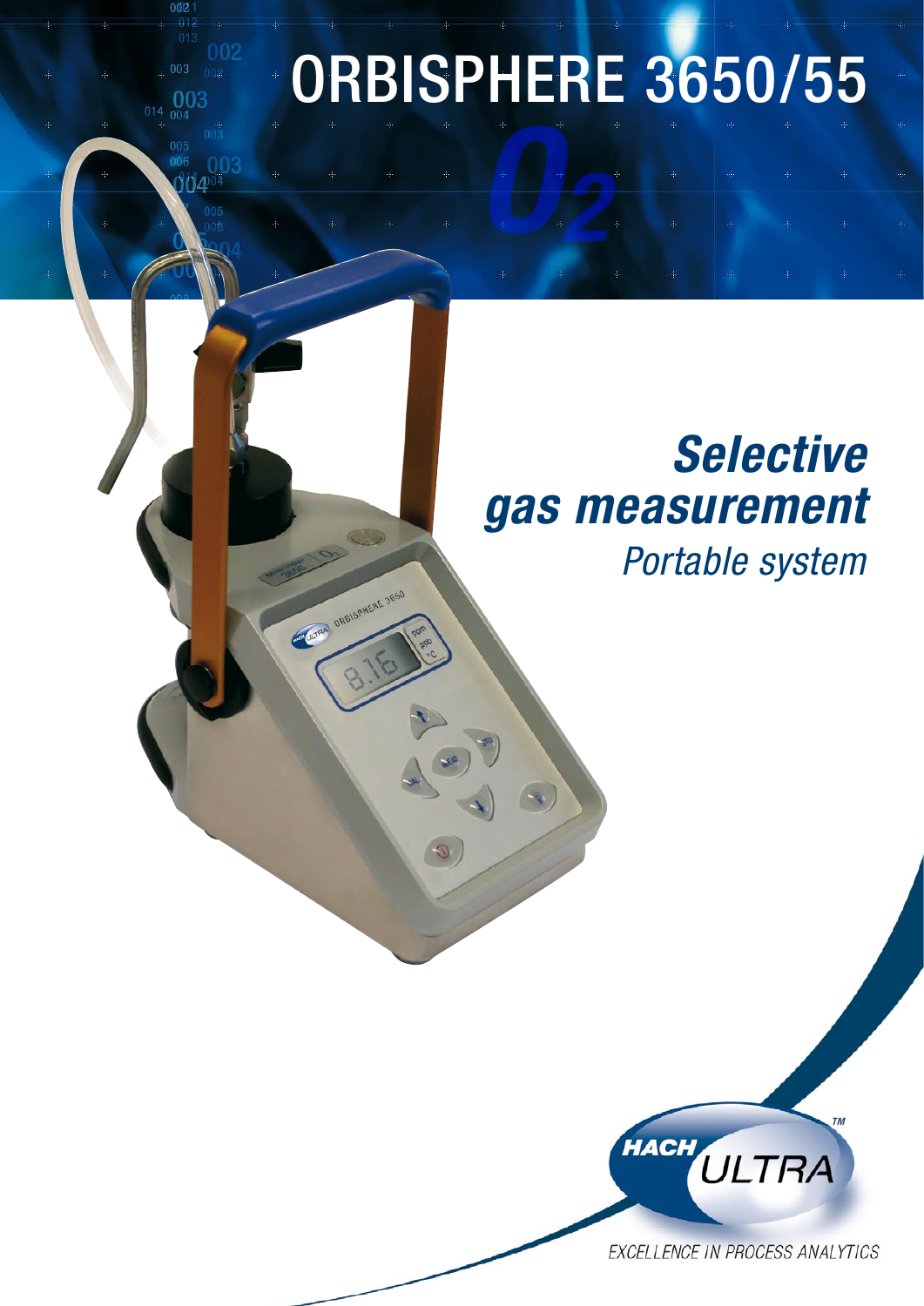# ORBISPHERE 3650/55

$O_2$

## *Selective gas measurement*

*Portable system*

HACH ULTRA™

EXCELLENCE IN PROCESS ANALYTICS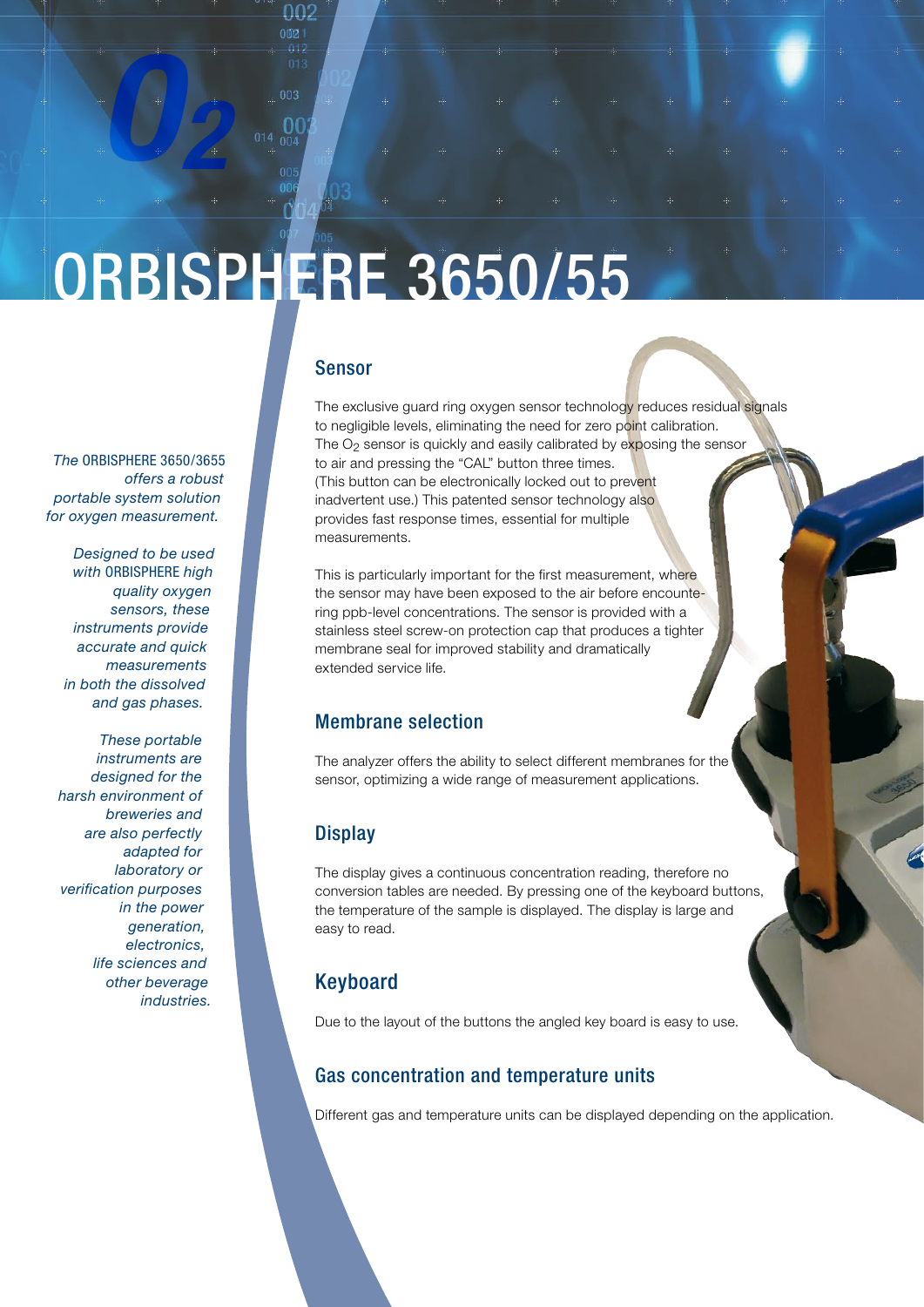# ORBISPHERE 3650/55

*The ORBISPHERE 3650/3655 offers a robust portable system solution for oxygen measurement.*

*Designed to be used with ORBISPHERE high quality oxygen sensors, these instruments provide accurate and quick measurements in both the dissolved and gas phases.*

*These portable instruments are designed for the harsh environment of breweries and are also perfectly adapted for laboratory or verification purposes in the power generation, electronics, life sciences and other beverage industries.*

## Sensor

The exclusive guard ring oxygen sensor technology reduces residual signals to negligible levels, eliminating the need for zero point calibration. The $O_2$ sensor is quickly and easily calibrated by exposing the sensor to air and pressing the "CAL" button three times. (This button can be electronically locked out to prevent inadvertent use.) This patented sensor technology also provides fast response times, essential for multiple measurements.

This is particularly important for the first measurement, where the sensor may have been exposed to the air before encountering ppb-level concentrations. The sensor is provided with a stainless steel screw-on protection cap that produces a tighter membrane seal for improved stability and dramatically extended service life.

## Membrane selection

The analyzer offers the ability to select different membranes for the sensor, optimizing a wide range of measurement applications.

## Display

The display gives a continuous concentration reading, therefore no conversion tables are needed. By pressing one of the keyboard buttons, the temperature of the sample is displayed. The display is large and easy to read.

## Keyboard

Due to the layout of the buttons the angled key board is easy to use.

## Gas concentration and temperature units

Different gas and temperature units can be displayed depending on the application.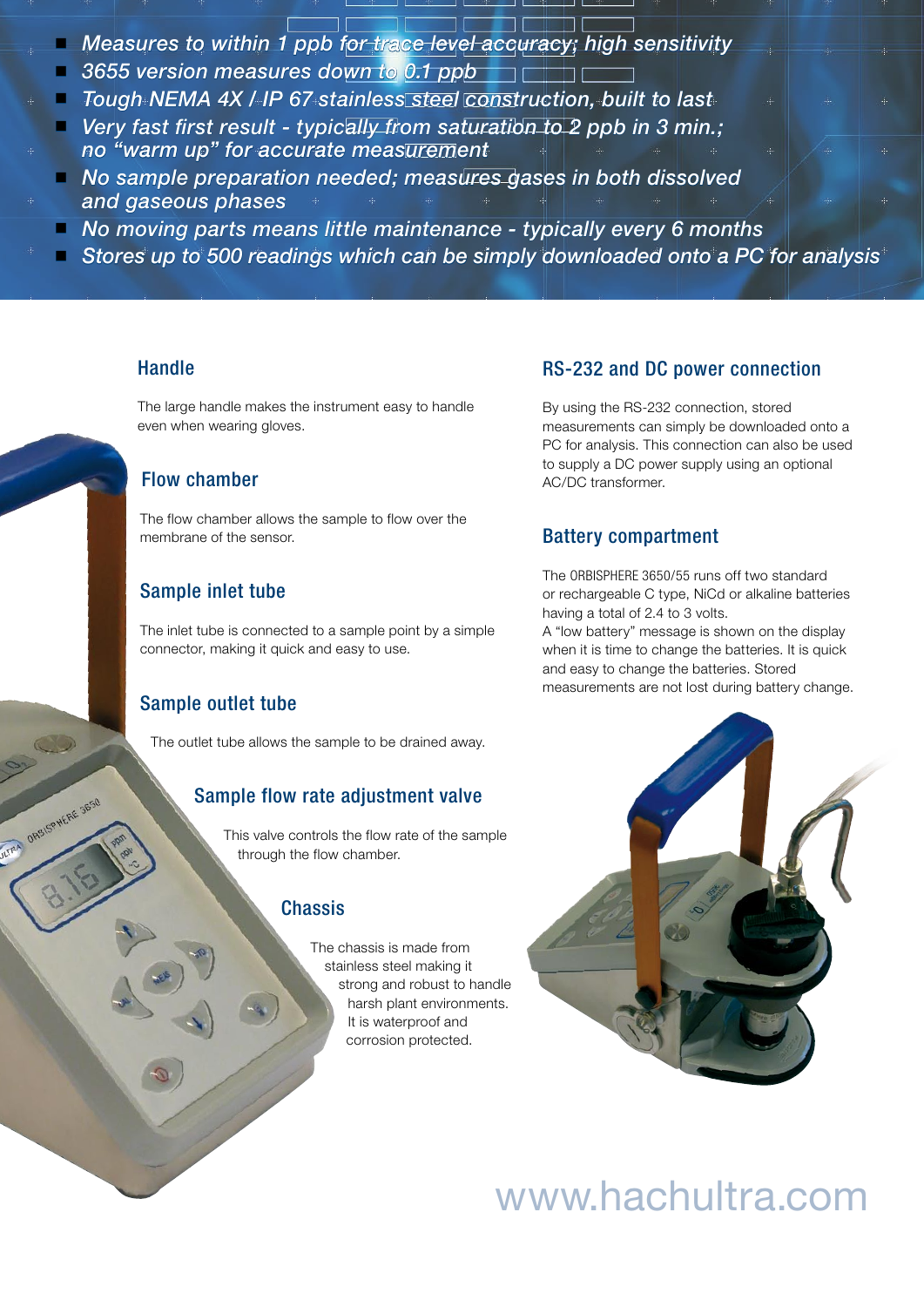- *Measures to within 1 ppb for trace level accuracy; high sensitivity*
- *3655 version measures down to 0.1 ppb*
- *Tough NEMA 4X / IP 67 stainless steel construction, built to last*
- *Very fast first result - typically from saturation to 2 ppb in 3 min.; no "warm up" for accurate measurement*
- *No sample preparation needed; measures gases in both dissolved and gaseous phases*
- *No moving parts means little maintenance - typically every 6 months*
- *Stores up to 500 readings which can be simply downloaded onto a PC for analysis*

## Handle

The large handle makes the instrument easy to handle even when wearing gloves.

## Flow chamber

The flow chamber allows the sample to flow over the membrane of the sensor.

## Sample inlet tube

The inlet tube is connected to a sample point by a simple connector, making it quick and easy to use.

## Sample outlet tube

The outlet tube allows the sample to be drained away.

## Sample flow rate adjustment valve

This valve controls the flow rate of the sample through the flow chamber.

## Chassis

The chassis is made from stainless steel making it strong and robust to handle harsh plant environments. It is waterproof and corrosion protected.

## RS-232 and DC power connection

By using the RS-232 connection, stored measurements can simply be downloaded onto a PC for analysis. This connection can also be used to supply a DC power supply using an optional AC/DC transformer.

## Battery compartment

The ORBISPHERE 3650/55 runs off two standard or rechargeable C type, NiCd or alkaline batteries having a total of 2.4 to 3 volts.
A "low battery" message is shown on the display when it is time to change the batteries. It is quick and easy to change the batteries. Stored measurements are not lost during battery change.

www.hachultra.com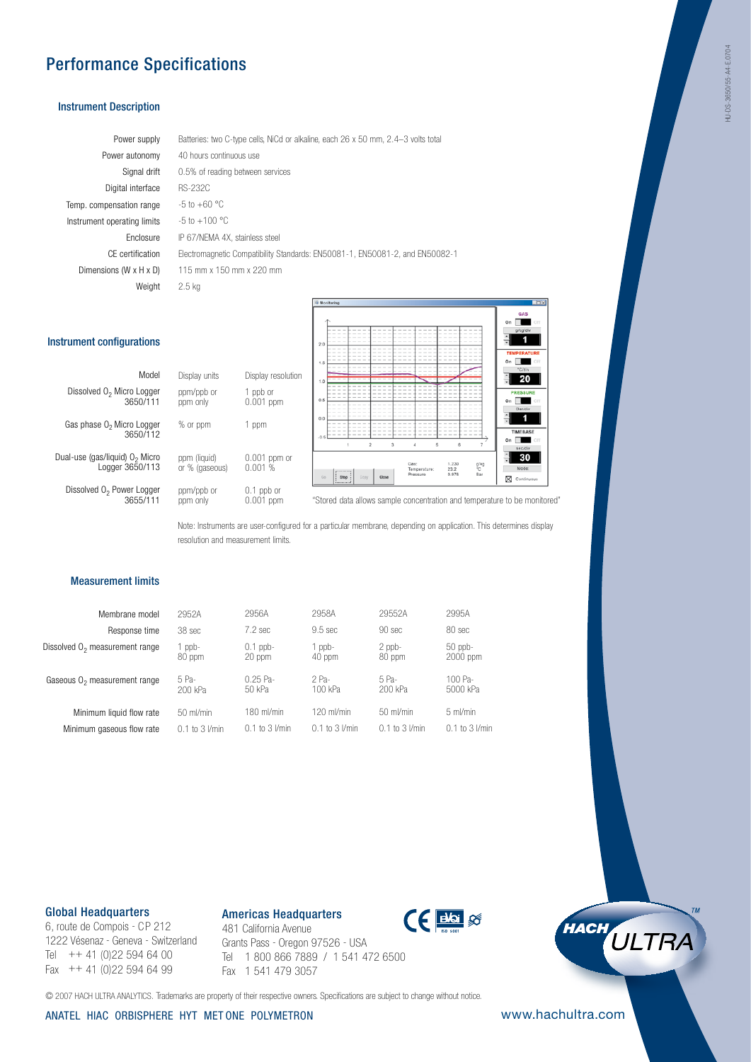# Performance Specifications

## Instrument Description

| | |
|---|---|
| Power supply | Batteries: two C-type cells, NiCd or alkaline, each 26 x 50 mm, 2.4–3 volts total |
| Power autonomy | 40 hours continuous use |
| Signal drift | 0.5% of reading between services |
| Digital interface | RS-232C |
| Temp. compensation range | -5 to +60 °C |
| Instrument operating limits | -5 to +100 °C |
| Enclosure | IP 67/NEMA 4X, stainless steel |
| CE certification | Electromagnetic Compatibility Standards: EN50081-1, EN50081-2, and EN50082-1 |
| Dimensions (W x H x D) | 115 mm x 150 mm x 220 mm |
| Weight | 2.5 kg |

## Instrument configurations

| Model | Display units | Display resolution |
|---|---|---|
| Dissolved $O_2$ Micro Logger 3650/111 | ppm/ppb or ppm only | 1 ppb or 0.001 ppm |
| Gas phase $O_2$ Micro Logger 3650/112 | % or ppm | 1 ppm |
| Dual-use (gas/liquid) $O_2$ Micro Logger 3650/113 | ppm (liquid) or % (gaseous) | 0.001 ppm or 0.001 % |
| Dissolved $O_2$ Power Logger 3655/111 | ppm/ppb or ppm only | 0.1 ppb or 0.001 ppm |

Monitoring

GAS
On Off
g/kg/div
1

TEMPERATURE
On Off
°C/div
20

PRESSURE
On Off
Bar/div
1

TIMEBASE
On Off
sec/div
30
Mode:
Continuous

2.0
1.5
1.0
0.5
0.0
-0.5
1 2 3 4 5 6 7

Stop Close

Gas: 1.230 g/kg
Temperature: 23.2 °C
Pressure: 0.976 Bar

"Stored data allows sample concentration and temperature to be monitored"

Note: Instruments are user-configured for a particular membrane, depending on application. This determines display resolution and measurement limits.

## Measurement limits

| Membrane model | 2952A | 2956A | 2958A | 29552A | 2995A |
|---|---|---|---|---|---|
| Response time | 38 sec | 7.2 sec | 9.5 sec | 90 sec | 80 sec |
| Dissolved $O_2$ measurement range | 1 ppb-80 ppm | 0.1 ppb-20 ppm | 1 ppb-40 ppm | 2 ppb-80 ppm | 50 ppb-2000 ppm |
| Gaseous $O_2$ measurement range | 5 Pa-200 kPa | 0.25 Pa-50 kPa | 2 Pa-100 kPa | 5 Pa-200 kPa | 100 Pa-5000 kPa |
| Minimum liquid flow rate | 50 ml/min | 180 ml/min | 120 ml/min | 50 ml/min | 5 ml/min |
| Minimum gaseous flow rate | 0.1 to 3 l/min | 0.1 to 3 l/min | 0.1 to 3 l/min | 0.1 to 3 l/min | 0.1 to 3 l/min |

### Global Headquarters

6, route de Compois - CP 212
1222 Vésenaz - Geneva - Switzerland
Tel ++ 41 (0)22 594 64 00
Fax ++ 41 (0)22 594 64 99

### Americas Headquarters

481 California Avenue
Grants Pass - Oregon 97526 - USA
Tel 1 800 866 7889 / 1 541 472 6500
Fax 1 541 479 3057

HACH ULTRA™

© 2007 HACH ULTRA ANALYTICS. Trademarks are property of their respective owners. Specifications are subject to change without notice.

ANATEL HIAC ORBISPHERE HYT MET ONE POLYMETRON

www.hachultra.com